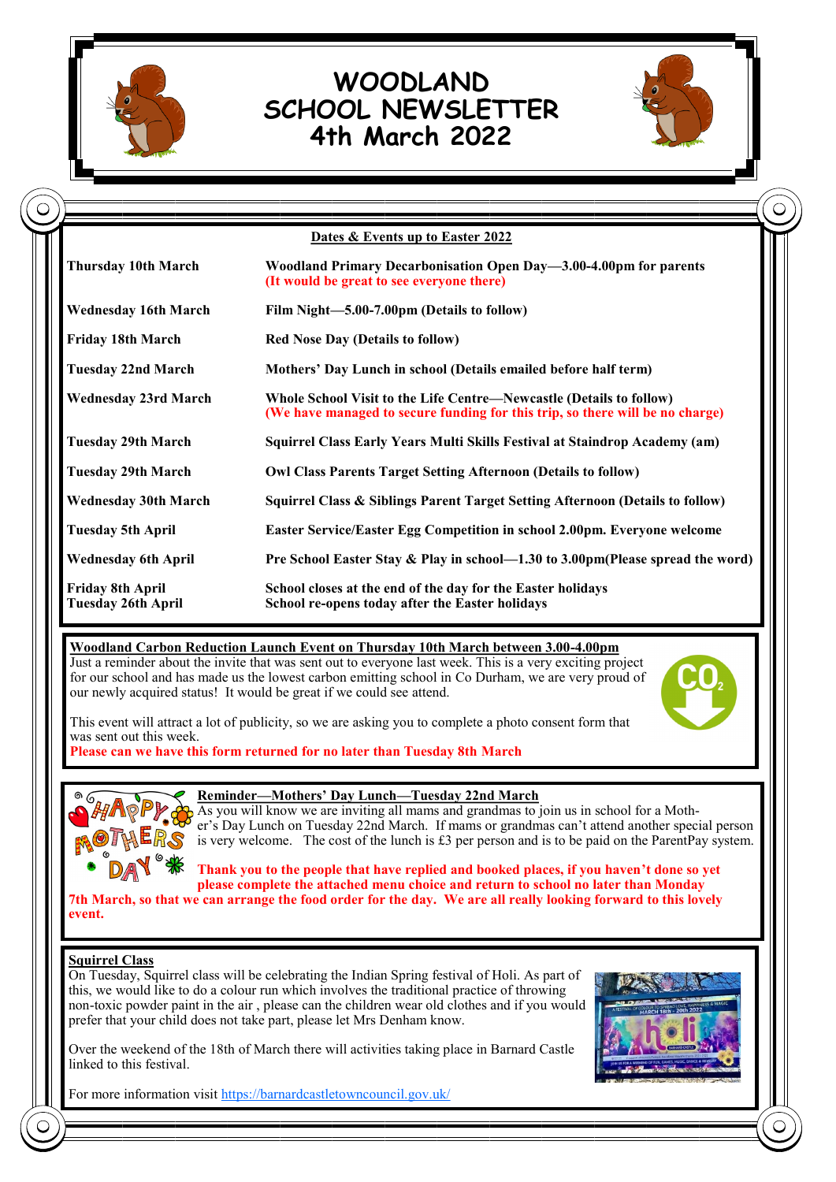# WOODLAND SCHOOL NEWSLETTER 4th March 2022

## Dates & Events up to Easter 2022

| | |
|---|---|
| **Thursday 10th March** | **Woodland Primary Decarbonisation Open Day—3.00-4.00pm for parents (It would be great to see everyone there)** |
| **Wednesday 16th March** | **Film Night—5.00-7.00pm (Details to follow)** |
| **Friday 18th March** | **Red Nose Day (Details to follow)** |
| **Tuesday 22nd March** | **Mothers' Day Lunch in school (Details emailed before half term)** |
| **Wednesday 23rd March** | **Whole School Visit to the Life Centre—Newcastle (Details to follow) (We have managed to secure funding for this trip, so there will be no charge)** |
| **Tuesday 29th March** | **Squirrel Class Early Years Multi Skills Festival at Staindrop Academy (am)** |
| **Tuesday 29th March** | **Owl Class Parents Target Setting Afternoon (Details to follow)** |
| **Wednesday 30th March** | **Squirrel Class & Siblings Parent Target Setting Afternoon (Details to follow)** |
| **Tuesday 5th April** | **Easter Service/Easter Egg Competition in school 2.00pm. Everyone welcome** |
| **Wednesday 6th April** | **Pre School Easter Stay & Play in school—1.30 to 3.00pm(Please spread the word)** |
| **Friday 8th April** | **School closes at the end of the day for the Easter holidays** |
| **Tuesday 26th April** | **School re-opens today after the Easter holidays** |

## Woodland Carbon Reduction Launch Event on Thursday 10th March between 3.00-4.00pm

Just a reminder about the invite that was sent out to everyone last week. This is a very exciting project for our school and has made us the lowest carbon emitting school in Co Durham, we are very proud of our newly acquired status! It would be great if we could see attend.

This event will attract a lot of publicity, so we are asking you to complete a photo consent form that was sent out this week.

**Please can we have this form returned for no later than Tuesday 8th March**

## Reminder—Mothers' Day Lunch—Tuesday 22nd March

As you will know we are inviting all mams and grandmas to join us in school for a Mother's Day Lunch on Tuesday 22nd March. If mams or grandmas can't attend another special person is very welcome. The cost of the lunch is £3 per person and is to be paid on the ParentPay system.

**Thank you to the people that have replied and booked places, if you haven't done so yet please complete the attached menu choice and return to school no later than Monday 7th March, so that we can arrange the food order for the day. We are all really looking forward to this lovely event.**

## Squirrel Class

On Tuesday, Squirrel class will be celebrating the Indian Spring festival of Holi. As part of this, we would like to do a colour run which involves the traditional practice of throwing non-toxic powder paint in the air , please can the children wear old clothes and if you would prefer that your child does not take part, please let Mrs Denham know.

Over the weekend of the 18th of March there will activities taking place in Barnard Castle linked to this festival.

For more information visit https://barnardcastletowncouncil.gov.uk/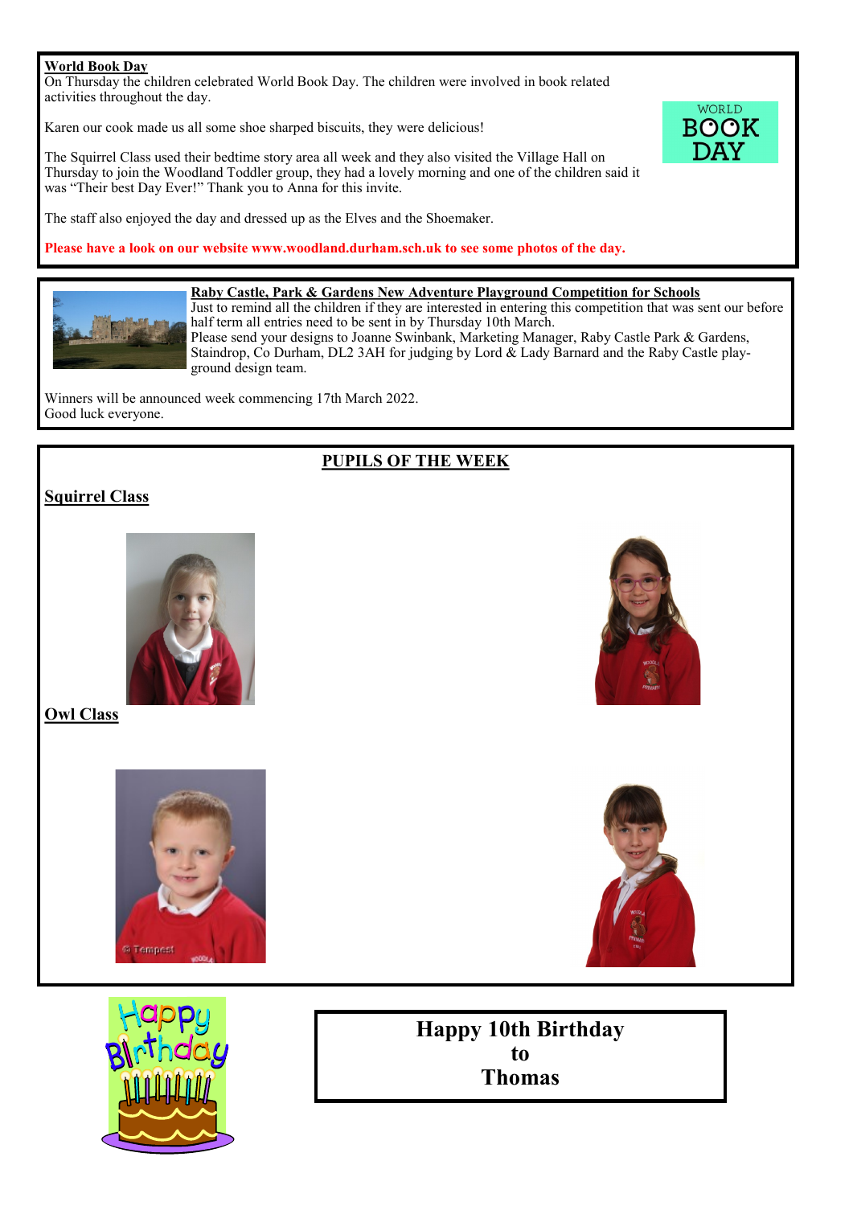## World Book Day

On Thursday the children celebrated World Book Day. The children were involved in book related activities throughout the day.

Karen our cook made us all some shoe sharped biscuits, they were delicious!

The Squirrel Class used their bedtime story area all week and they also visited the Village Hall on Thursday to join the Woodland Toddler group, they had a lovely morning and one of the children said it was "Their best Day Ever!" Thank you to Anna for this invite.

The staff also enjoyed the day and dressed up as the Elves and the Shoemaker.

**Please have a look on our website www.woodland.durham.sch.uk to see some photos of the day.**

## Raby Castle, Park & Gardens New Adventure Playground Competition for Schools

Just to remind all the children if they are interested in entering this competition that was sent our before half term all entries need to be sent in by Thursday 10th March.

Please send your designs to Joanne Swinbank, Marketing Manager, Raby Castle Park & Gardens, Staindrop, Co Durham, DL2 3AH for judging by Lord & Lady Barnard and the Raby Castle playground design team.

Winners will be announced week commencing 17th March 2022.

Good luck everyone.

## PUPILS OF THE WEEK

### Squirrel Class

### Owl Class

**Happy 10th Birthday**
**to**
**Thomas**